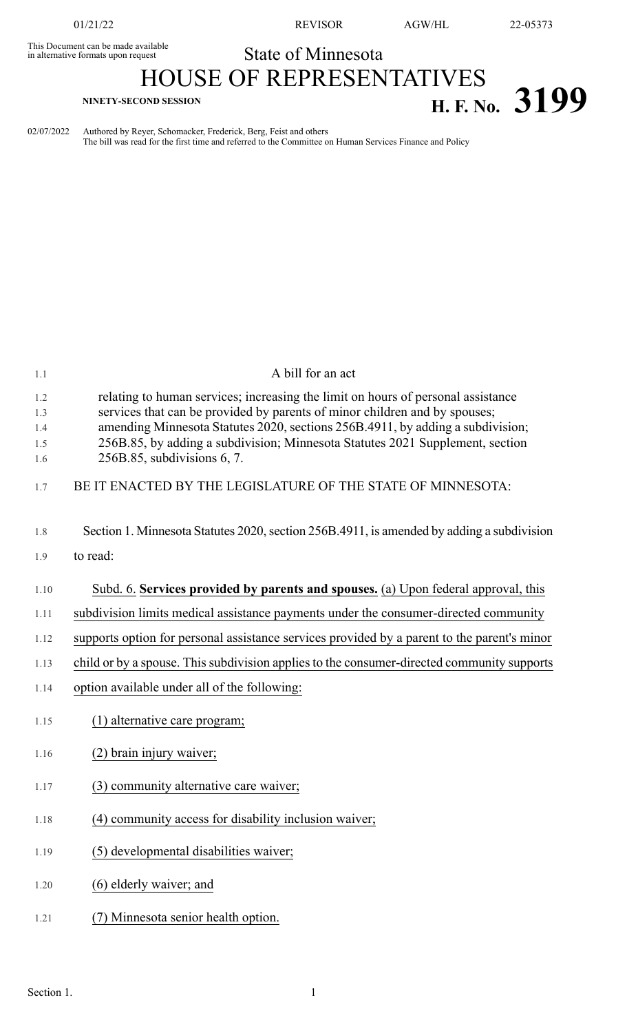01/21/22 REVISOR AGW/HL 22-05373

This Document can be made available in alternative formats upon request

# State of Minnesota
# HOUSE OF REPRESENTATIVES

**NINETY-SECOND SESSION** **H. F. No. 3199**

02/07/2022 Authored by Reyer, Schomacker, Frederick, Berg, Feist and others
The bill was read for the first time and referred to the Committee on Human Services Finance and Policy

A bill for an act

relating to human services; increasing the limit on hours of personal assistance services that can be provided by parents of minor children and by spouses; amending Minnesota Statutes 2020, sections 256B.4911, by adding a subdivision; 256B.85, by adding a subdivision; Minnesota Statutes 2021 Supplement, section 256B.85, subdivisions 6, 7.

BE IT ENACTED BY THE LEGISLATURE OF THE STATE OF MINNESOTA:

Section 1. Minnesota Statutes 2020, section 256B.4911, is amended by adding a subdivision to read:

Subd. 6. **Services provided by parents and spouses.** (a) Upon federal approval, this subdivision limits medical assistance payments under the consumer-directed community supports option for personal assistance services provided by a parent to the parent's minor child or by a spouse. This subdivision applies to the consumer-directed community supports option available under all of the following:

(1) alternative care program;

(2) brain injury waiver;

(3) community alternative care waiver;

(4) community access for disability inclusion waiver;

(5) developmental disabilities waiver;

(6) elderly waiver; and

(7) Minnesota senior health option.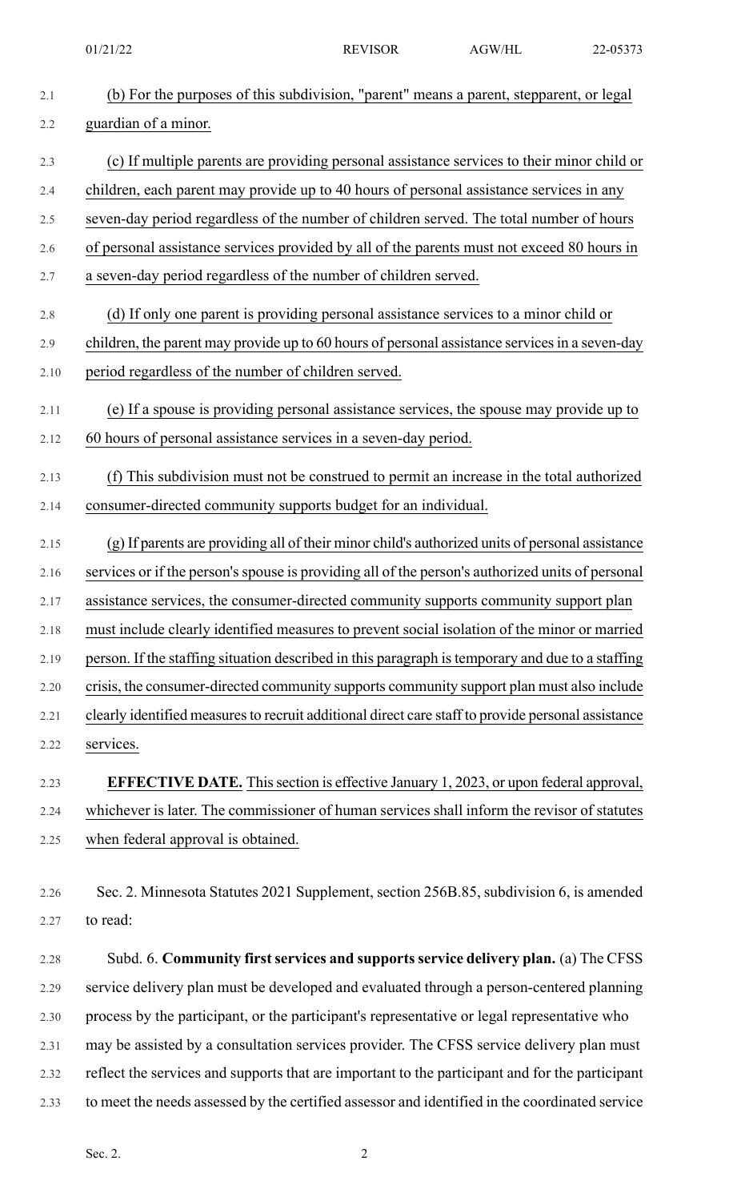(b) For the purposes of this subdivision, "parent" means a parent, stepparent, or legal guardian of a minor.

(c) If multiple parents are providing personal assistance services to their minor child or children, each parent may provide up to 40 hours of personal assistance services in any seven-day period regardless of the number of children served. The total number of hours of personal assistance services provided by all of the parents must not exceed 80 hours in a seven-day period regardless of the number of children served.

(d) If only one parent is providing personal assistance services to a minor child or children, the parent may provide up to 60 hours of personal assistance services in a seven-day period regardless of the number of children served.

(e) If a spouse is providing personal assistance services, the spouse may provide up to 60 hours of personal assistance services in a seven-day period.

(f) This subdivision must not be construed to permit an increase in the total authorized consumer-directed community supports budget for an individual.

(g) If parents are providing all of their minor child's authorized units of personal assistance services or if the person's spouse is providing all of the person's authorized units of personal assistance services, the consumer-directed community supports community support plan must include clearly identified measures to prevent social isolation of the minor or married person. If the staffing situation described in this paragraph is temporary and due to a staffing crisis, the consumer-directed community supports community support plan must also include clearly identified measures to recruit additional direct care staff to provide personal assistance services.

**EFFECTIVE DATE.** This section is effective January 1, 2023, or upon federal approval, whichever is later. The commissioner of human services shall inform the revisor of statutes when federal approval is obtained.

Sec. 2. Minnesota Statutes 2021 Supplement, section 256B.85, subdivision 6, is amended to read:

Subd. 6. **Community first services and supports service delivery plan.** (a) The CFSS service delivery plan must be developed and evaluated through a person-centered planning process by the participant, or the participant's representative or legal representative who may be assisted by a consultation services provider. The CFSS service delivery plan must reflect the services and supports that are important to the participant and for the participant to meet the needs assessed by the certified assessor and identified in the coordinated service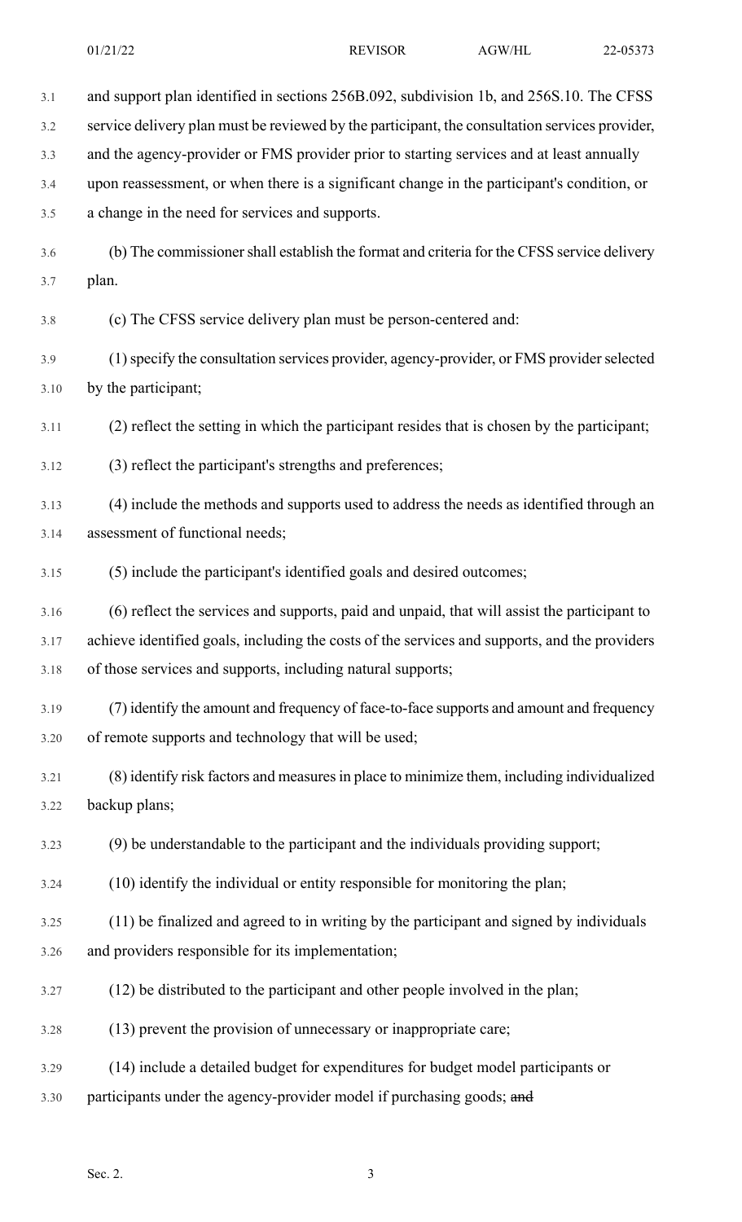and support plan identified in sections 256B.092, subdivision 1b, and 256S.10. The CFSS service delivery plan must be reviewed by the participant, the consultation services provider, and the agency-provider or FMS provider prior to starting services and at least annually upon reassessment, or when there is a significant change in the participant's condition, or a change in the need for services and supports.

(b) The commissioner shall establish the format and criteria for the CFSS service delivery plan.

(c) The CFSS service delivery plan must be person-centered and:

(1) specify the consultation services provider, agency-provider, or FMS provider selected by the participant;

(2) reflect the setting in which the participant resides that is chosen by the participant;

(3) reflect the participant's strengths and preferences;

(4) include the methods and supports used to address the needs as identified through an assessment of functional needs;

(5) include the participant's identified goals and desired outcomes;

(6) reflect the services and supports, paid and unpaid, that will assist the participant to achieve identified goals, including the costs of the services and supports, and the providers of those services and supports, including natural supports;

(7) identify the amount and frequency of face-to-face supports and amount and frequency of remote supports and technology that will be used;

(8) identify risk factors and measures in place to minimize them, including individualized backup plans;

(9) be understandable to the participant and the individuals providing support;

(10) identify the individual or entity responsible for monitoring the plan;

(11) be finalized and agreed to in writing by the participant and signed by individuals and providers responsible for its implementation;

(12) be distributed to the participant and other people involved in the plan;

(13) prevent the provision of unnecessary or inappropriate care;

(14) include a detailed budget for expenditures for budget model participants or participants under the agency-provider model if purchasing goods; ~~and~~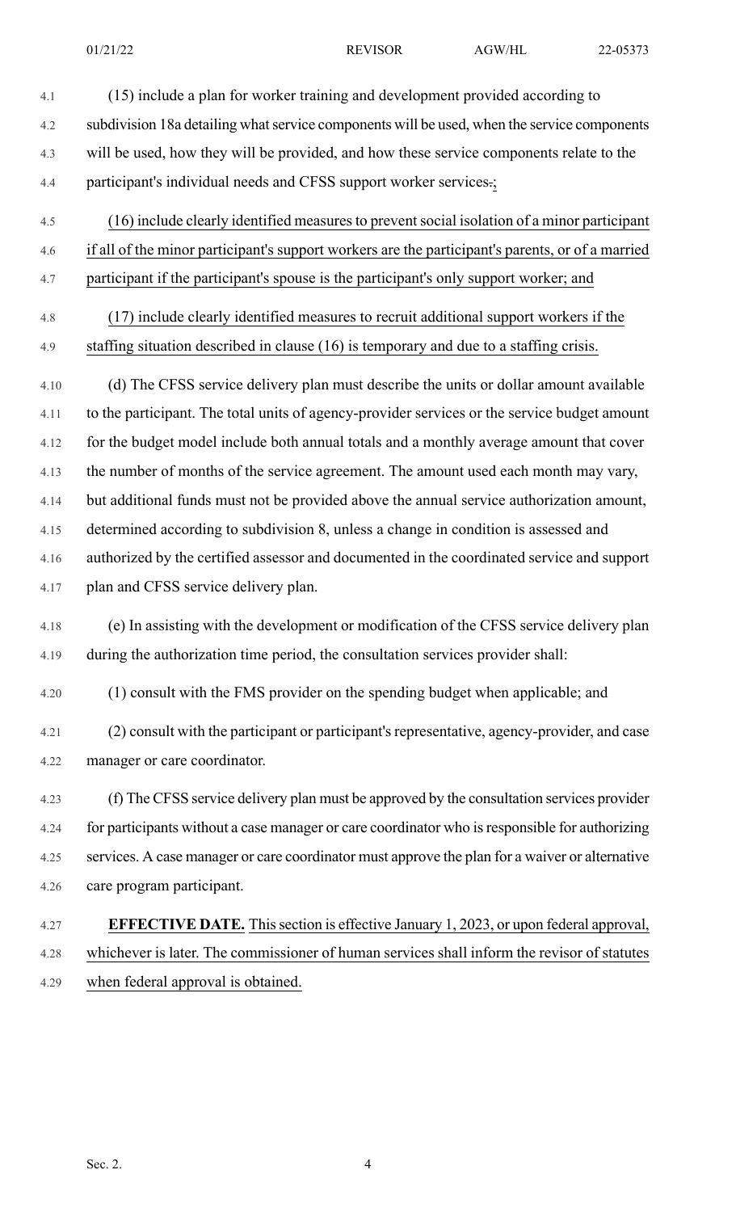(15) include a plan for worker training and development provided according to subdivision 18a detailing what service components will be used, when the service components will be used, how they will be provided, and how these service components relate to the participant's individual needs and CFSS support worker services.;

(16) include clearly identified measures to prevent social isolation of a minor participant if all of the minor participant's support workers are the participant's parents, or of a married participant if the participant's spouse is the participant's only support worker; and

(17) include clearly identified measures to recruit additional support workers if the staffing situation described in clause (16) is temporary and due to a staffing crisis.

(d) The CFSS service delivery plan must describe the units or dollar amount available to the participant. The total units of agency-provider services or the service budget amount for the budget model include both annual totals and a monthly average amount that cover the number of months of the service agreement. The amount used each month may vary, but additional funds must not be provided above the annual service authorization amount, determined according to subdivision 8, unless a change in condition is assessed and authorized by the certified assessor and documented in the coordinated service and support plan and CFSS service delivery plan.

(e) In assisting with the development or modification of the CFSS service delivery plan during the authorization time period, the consultation services provider shall:

(1) consult with the FMS provider on the spending budget when applicable; and

(2) consult with the participant or participant's representative, agency-provider, and case manager or care coordinator.

(f) The CFSS service delivery plan must be approved by the consultation services provider for participants without a case manager or care coordinator who is responsible for authorizing services. A case manager or care coordinator must approve the plan for a waiver or alternative care program participant.

**EFFECTIVE DATE.** This section is effective January 1, 2023, or upon federal approval, whichever is later. The commissioner of human services shall inform the revisor of statutes when federal approval is obtained.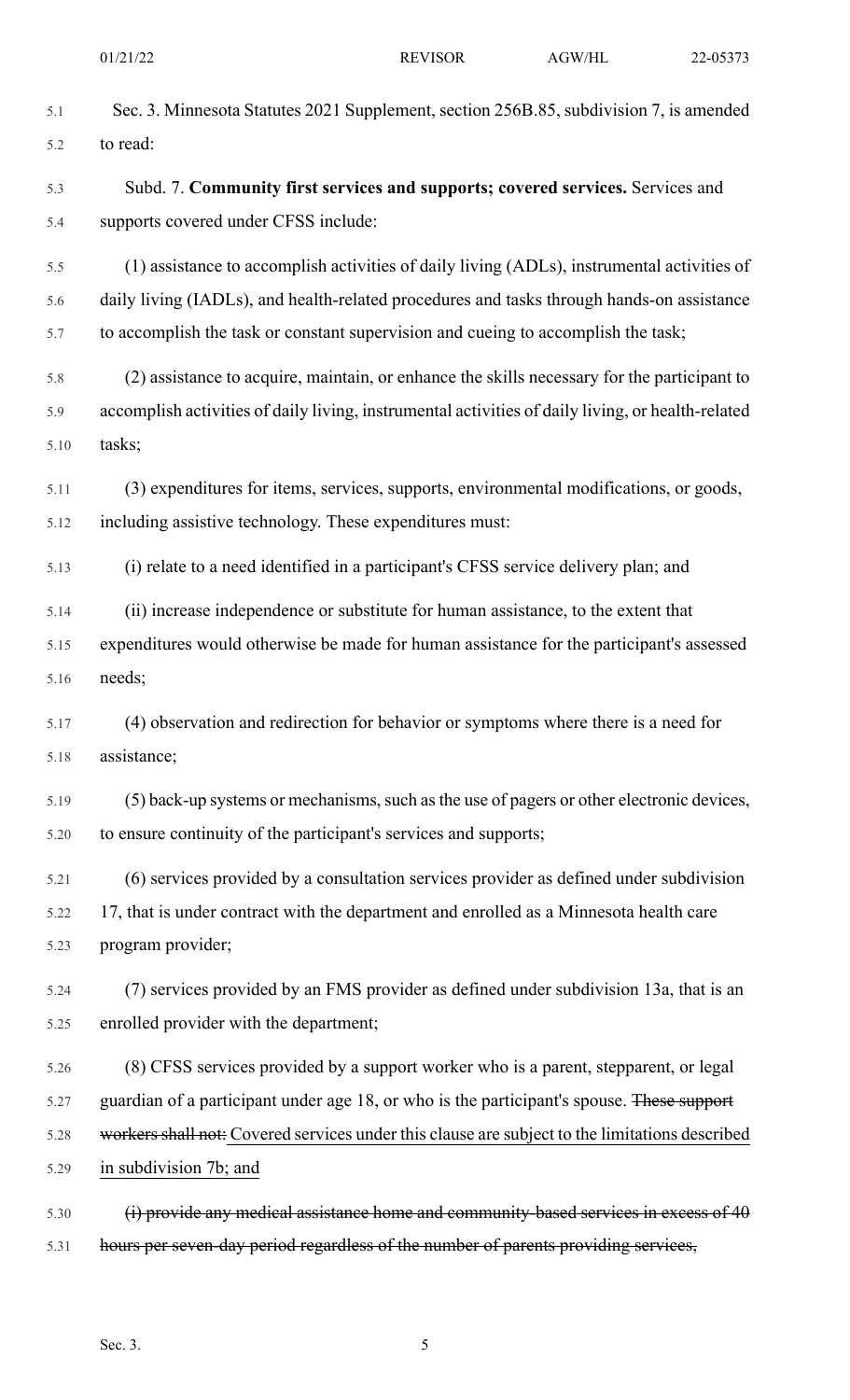Sec. 3. Minnesota Statutes 2021 Supplement, section 256B.85, subdivision 7, is amended to read:

Subd. 7. **Community first services and supports; covered services.** Services and supports covered under CFSS include:

(1) assistance to accomplish activities of daily living (ADLs), instrumental activities of daily living (IADLs), and health-related procedures and tasks through hands-on assistance to accomplish the task or constant supervision and cueing to accomplish the task;

(2) assistance to acquire, maintain, or enhance the skills necessary for the participant to accomplish activities of daily living, instrumental activities of daily living, or health-related tasks;

(3) expenditures for items, services, supports, environmental modifications, or goods, including assistive technology. These expenditures must:

(i) relate to a need identified in a participant's CFSS service delivery plan; and

(ii) increase independence or substitute for human assistance, to the extent that expenditures would otherwise be made for human assistance for the participant's assessed needs;

(4) observation and redirection for behavior or symptoms where there is a need for assistance;

(5) back-up systems or mechanisms, such as the use of pagers or other electronic devices, to ensure continuity of the participant's services and supports;

(6) services provided by a consultation services provider as defined under subdivision 17, that is under contract with the department and enrolled as a Minnesota health care program provider;

(7) services provided by an FMS provider as defined under subdivision 13a, that is an enrolled provider with the department;

(8) CFSS services provided by a support worker who is a parent, stepparent, or legal guardian of a participant under age 18, or who is the participant's spouse. ~~These support workers shall not:~~ Covered services under this clause are subject to the limitations described in subdivision 7b; and

~~(i) provide any medical assistance home and community-based services in excess of 40 hours per seven-day period regardless of the number of parents providing services,~~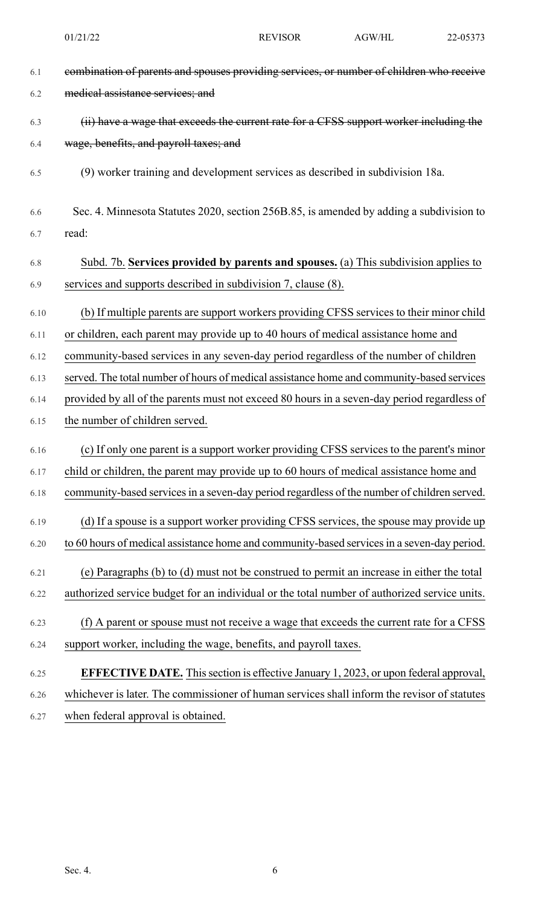~~combination of parents and spouses providing services, or number of children who receive medical assistance services; and~~

~~(ii) have a wage that exceeds the current rate for a CFSS support worker including the wage, benefits, and payroll taxes; and~~

(9) worker training and development services as described in subdivision 18a.

Sec. 4. Minnesota Statutes 2020, section 256B.85, is amended by adding a subdivision to read:

<u>Subd. 7b.</u> **<u>Services provided by parents and spouses.</u>** <u>(a) This subdivision applies to services and supports described in subdivision 7, clause (8).</u>

<u>(b) If multiple parents are support workers providing CFSS services to their minor child or children, each parent may provide up to 40 hours of medical assistance home and community-based services in any seven-day period regardless of the number of children served. The total number of hours of medical assistance home and community-based services provided by all of the parents must not exceed 80 hours in a seven-day period regardless of the number of children served.</u>

<u>(c) If only one parent is a support worker providing CFSS services to the parent's minor child or children, the parent may provide up to 60 hours of medical assistance home and community-based services in a seven-day period regardless of the number of children served.</u>

<u>(d) If a spouse is a support worker providing CFSS services, the spouse may provide up to 60 hours of medical assistance home and community-based services in a seven-day period.</u>

<u>(e) Paragraphs (b) to (d) must not be construed to permit an increase in either the total authorized service budget for an individual or the total number of authorized service units.</u>

<u>(f) A parent or spouse must not receive a wage that exceeds the current rate for a CFSS support worker, including the wage, benefits, and payroll taxes.</u>

**<u>EFFECTIVE DATE.</u>** <u>This section is effective January 1, 2023, or upon federal approval, whichever is later. The commissioner of human services shall inform the revisor of statutes when federal approval is obtained.</u>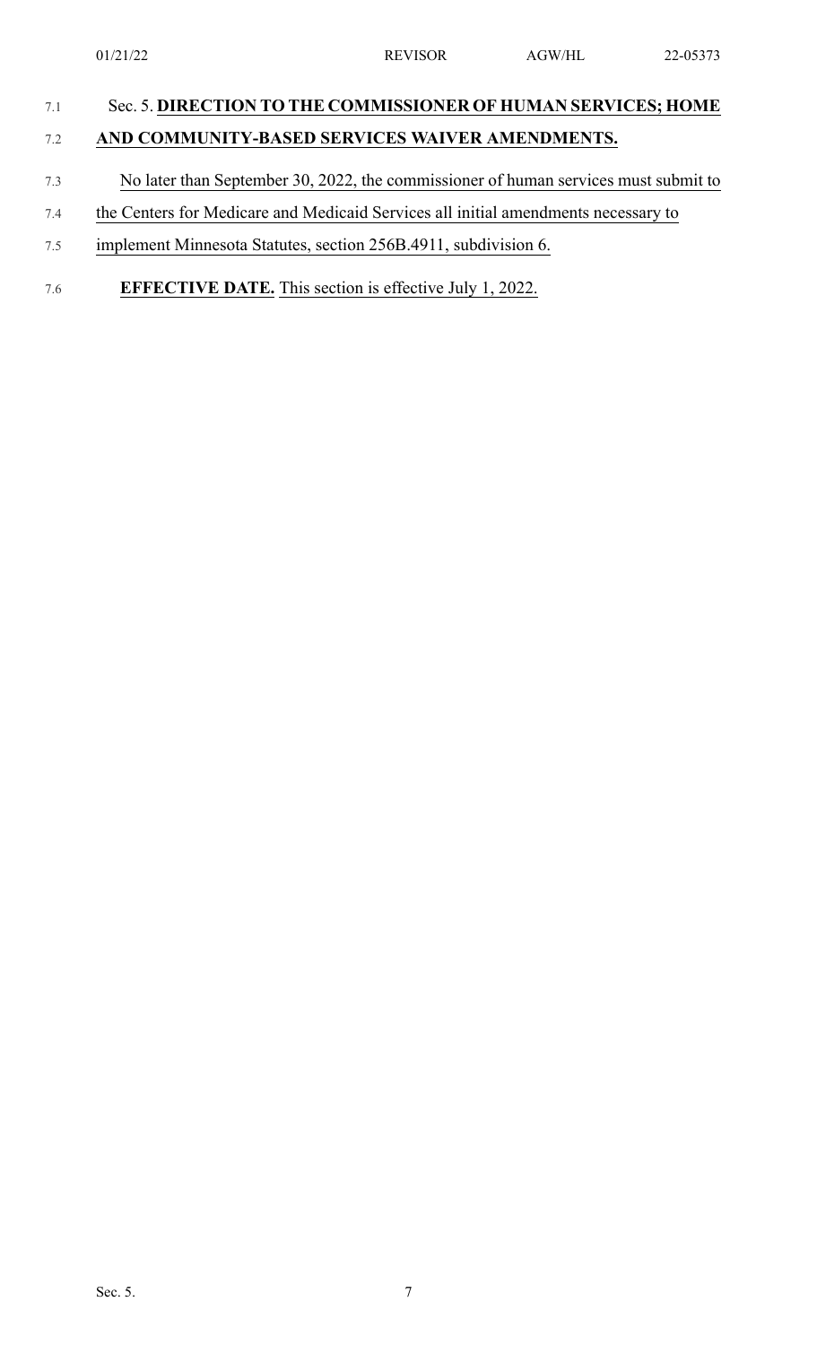Sec. 5. **DIRECTION TO THE COMMISSIONER OF HUMAN SERVICES; HOME AND COMMUNITY-BASED SERVICES WAIVER AMENDMENTS.**

No later than September 30, 2022, the commissioner of human services must submit to the Centers for Medicare and Medicaid Services all initial amendments necessary to implement Minnesota Statutes, section 256B.4911, subdivision 6.

**EFFECTIVE DATE.** This section is effective July 1, 2022.